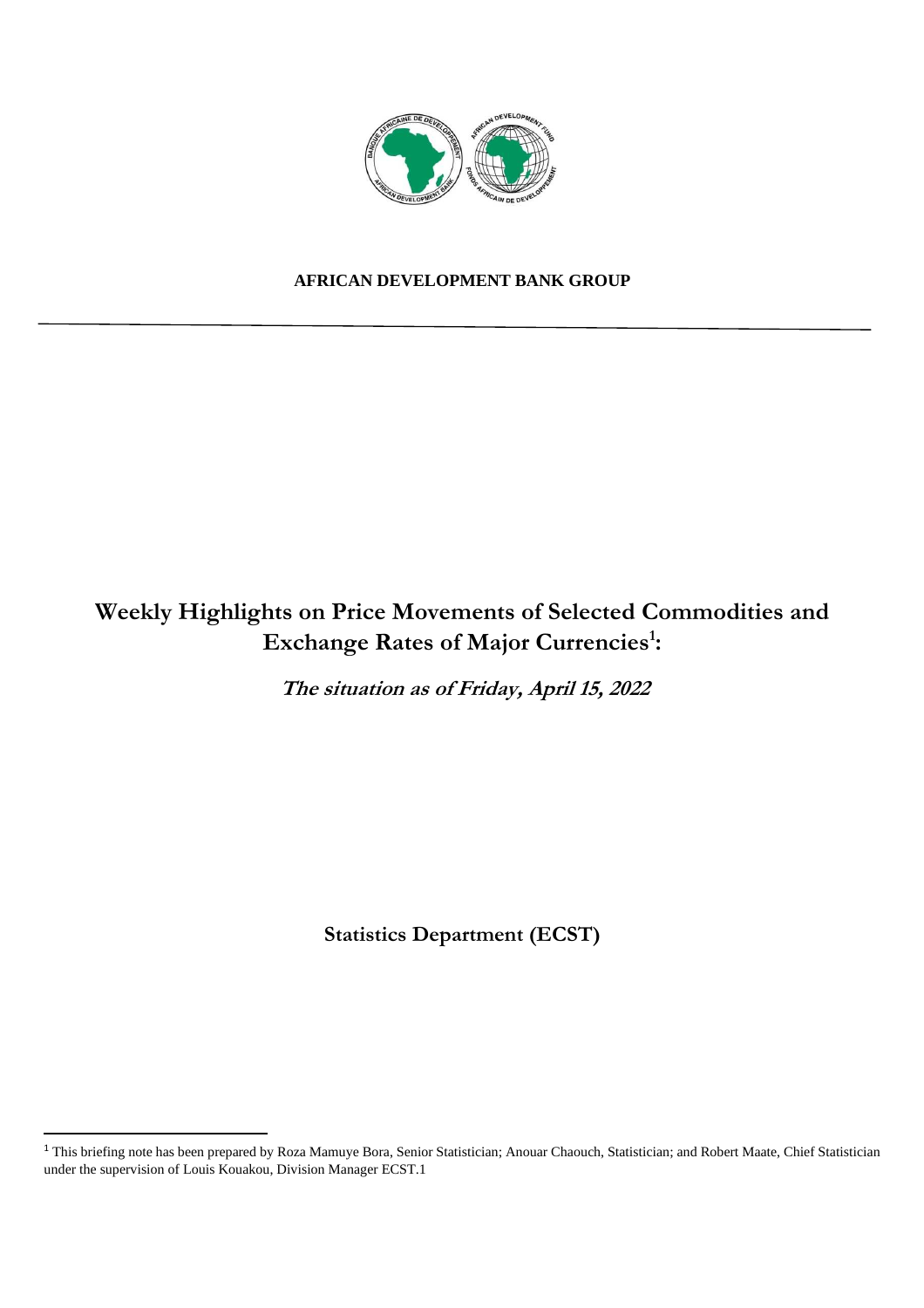**AFRICAN DEVELOPMENT BANK GROUP**

# Weekly Highlights on Price Movements of Selected Commodities and Exchange Rates of Major Currencies[1]:

## *The situation as of Friday, April 15, 2022*

**Statistics Department (ECST)**

---

[1] This briefing note has been prepared by Roza Mamuye Bora, Senior Statistician; Anouar Chaouch, Statistician; and Robert Maate, Chief Statistician under the supervision of Louis Kouakou, Division Manager ECST.1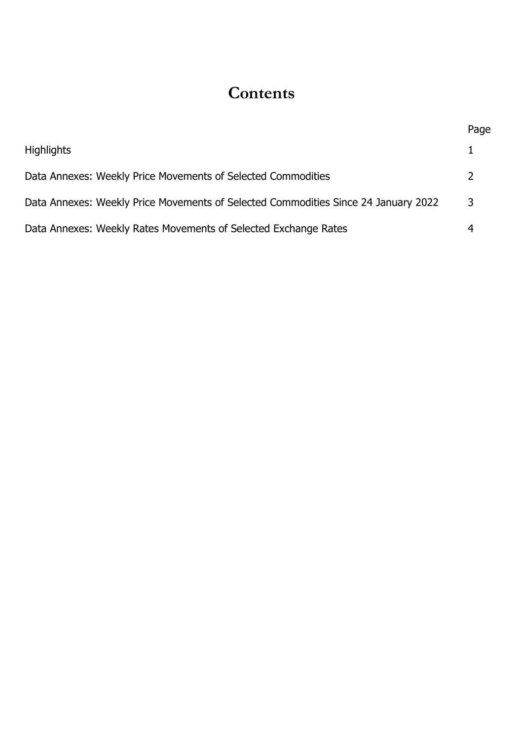# Contents

| | Page |
|---|---|
| Highlights | 1 |
| Data Annexes: Weekly Price Movements of Selected Commodities | 2 |
| Data Annexes: Weekly Price Movements of Selected Commodities Since 24 January 2022 | 3 |
| Data Annexes: Weekly Rates Movements of Selected Exchange Rates | 4 |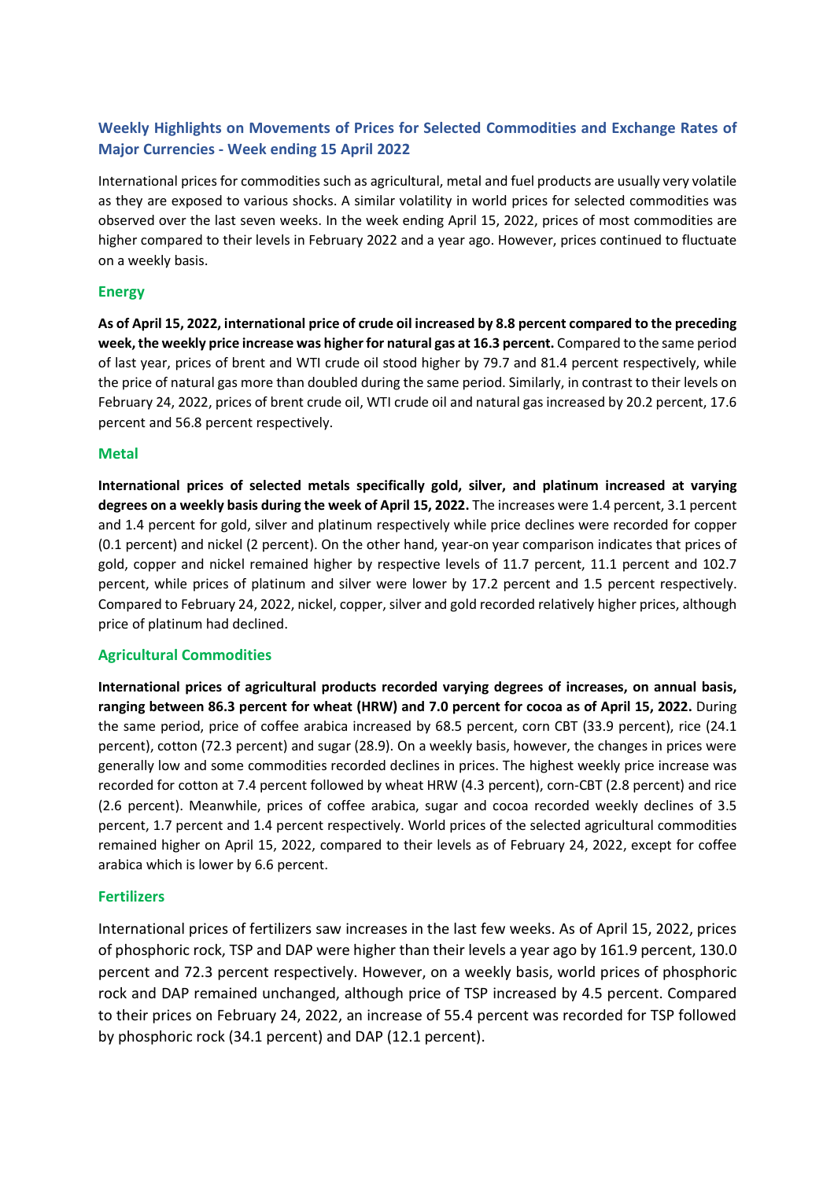## Weekly Highlights on Movements of Prices for Selected Commodities and Exchange Rates of Major Currencies - Week ending 15 April 2022

International prices for commodities such as agricultural, metal and fuel products are usually very volatile as they are exposed to various shocks. A similar volatility in world prices for selected commodities was observed over the last seven weeks. In the week ending April 15, 2022, prices of most commodities are higher compared to their levels in February 2022 and a year ago. However, prices continued to fluctuate on a weekly basis.

### Energy

**As of April 15, 2022, international price of crude oil increased by 8.8 percent compared to the preceding week, the weekly price increase was higher for natural gas at 16.3 percent.** Compared to the same period of last year, prices of brent and WTI crude oil stood higher by 79.7 and 81.4 percent respectively, while the price of natural gas more than doubled during the same period. Similarly, in contrast to their levels on February 24, 2022, prices of brent crude oil, WTI crude oil and natural gas increased by 20.2 percent, 17.6 percent and 56.8 percent respectively.

### Metal

**International prices of selected metals specifically gold, silver, and platinum increased at varying degrees on a weekly basis during the week of April 15, 2022.** The increases were 1.4 percent, 3.1 percent and 1.4 percent for gold, silver and platinum respectively while price declines were recorded for copper (0.1 percent) and nickel (2 percent). On the other hand, year-on year comparison indicates that prices of gold, copper and nickel remained higher by respective levels of 11.7 percent, 11.1 percent and 102.7 percent, while prices of platinum and silver were lower by 17.2 percent and 1.5 percent respectively. Compared to February 24, 2022, nickel, copper, silver and gold recorded relatively higher prices, although price of platinum had declined.

### Agricultural Commodities

**International prices of agricultural products recorded varying degrees of increases, on annual basis, ranging between 86.3 percent for wheat (HRW) and 7.0 percent for cocoa as of April 15, 2022.** During the same period, price of coffee arabica increased by 68.5 percent, corn CBT (33.9 percent), rice (24.1 percent), cotton (72.3 percent) and sugar (28.9). On a weekly basis, however, the changes in prices were generally low and some commodities recorded declines in prices. The highest weekly price increase was recorded for cotton at 7.4 percent followed by wheat HRW (4.3 percent), corn-CBT (2.8 percent) and rice (2.6 percent). Meanwhile, prices of coffee arabica, sugar and cocoa recorded weekly declines of 3.5 percent, 1.7 percent and 1.4 percent respectively. World prices of the selected agricultural commodities remained higher on April 15, 2022, compared to their levels as of February 24, 2022, except for coffee arabica which is lower by 6.6 percent.

### Fertilizers

International prices of fertilizers saw increases in the last few weeks. As of April 15, 2022, prices of phosphoric rock, TSP and DAP were higher than their levels a year ago by 161.9 percent, 130.0 percent and 72.3 percent respectively. However, on a weekly basis, world prices of phosphoric rock and DAP remained unchanged, although price of TSP increased by 4.5 percent. Compared to their prices on February 24, 2022, an increase of 55.4 percent was recorded for TSP followed by phosphoric rock (34.1 percent) and DAP (12.1 percent).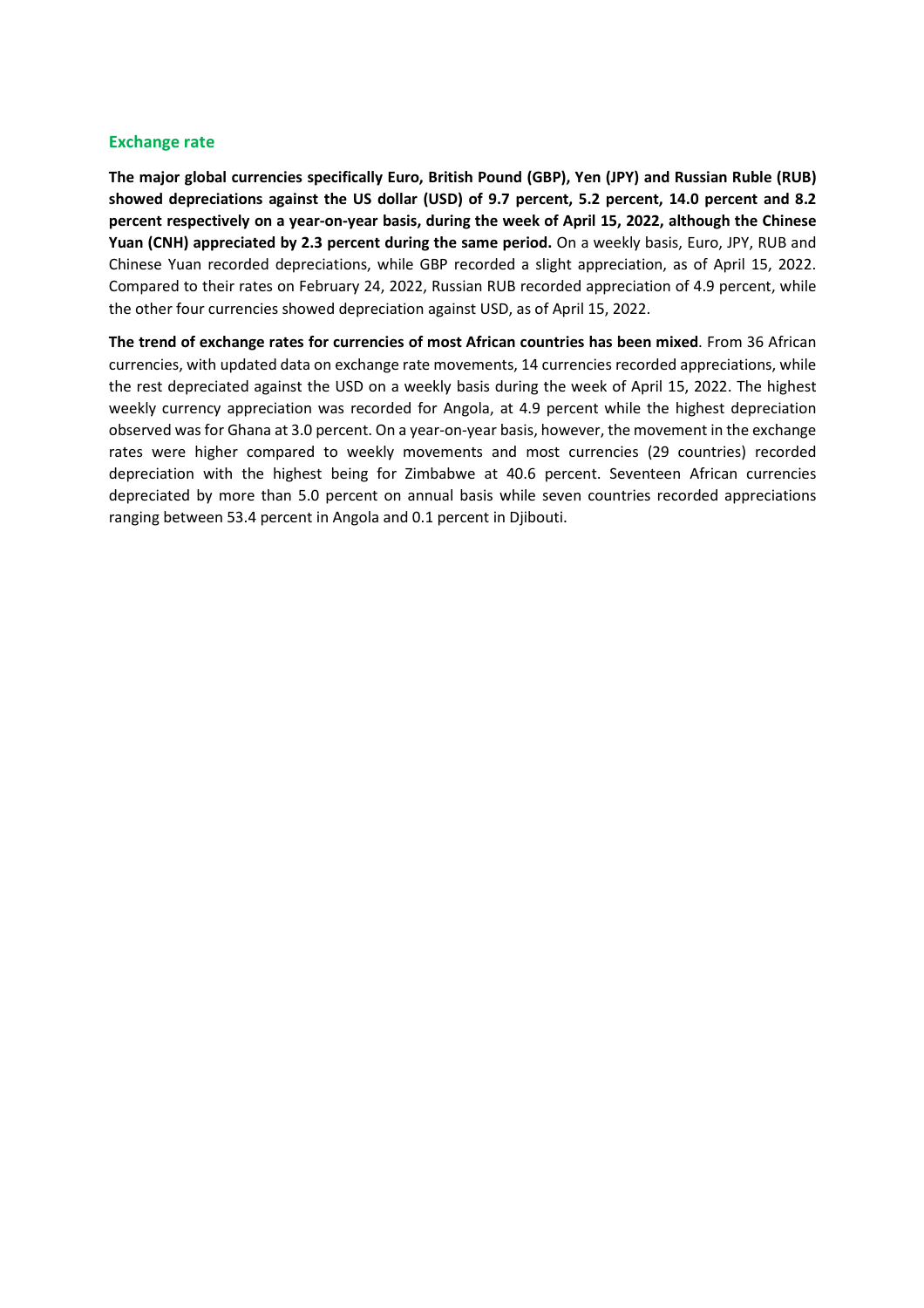## Exchange rate

**The major global currencies specifically Euro, British Pound (GBP), Yen (JPY) and Russian Ruble (RUB) showed depreciations against the US dollar (USD) of 9.7 percent, 5.2 percent, 14.0 percent and 8.2 percent respectively on a year-on-year basis, during the week of April 15, 2022, although the Chinese Yuan (CNH) appreciated by 2.3 percent during the same period.** On a weekly basis, Euro, JPY, RUB and Chinese Yuan recorded depreciations, while GBP recorded a slight appreciation, as of April 15, 2022. Compared to their rates on February 24, 2022, Russian RUB recorded appreciation of 4.9 percent, while the other four currencies showed depreciation against USD, as of April 15, 2022.

**The trend of exchange rates for currencies of most African countries has been mixed**. From 36 African currencies, with updated data on exchange rate movements, 14 currencies recorded appreciations, while the rest depreciated against the USD on a weekly basis during the week of April 15, 2022. The highest weekly currency appreciation was recorded for Angola, at 4.9 percent while the highest depreciation observed was for Ghana at 3.0 percent. On a year-on-year basis, however, the movement in the exchange rates were higher compared to weekly movements and most currencies (29 countries) recorded depreciation with the highest being for Zimbabwe at 40.6 percent. Seventeen African currencies depreciated by more than 5.0 percent on annual basis while seven countries recorded appreciations ranging between 53.4 percent in Angola and 0.1 percent in Djibouti.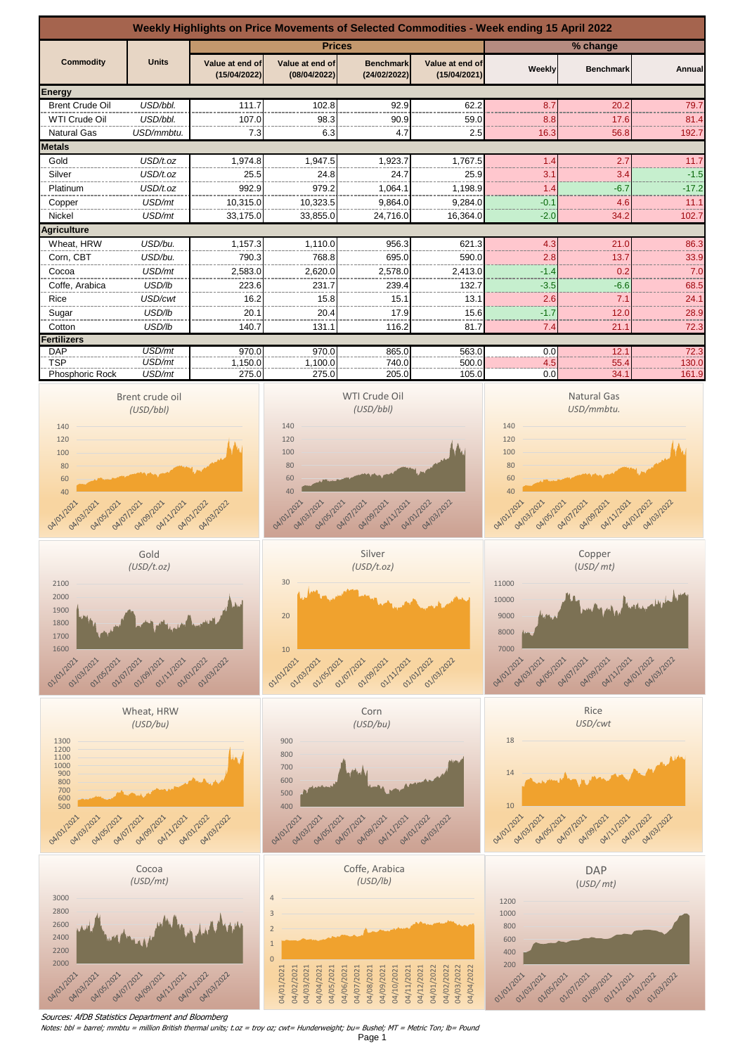# Weekly Highlights on Price Movements of Selected Commodities - Week ending 15 April 2022

| Commodity | Units | Prices | | | | % change | | |
|---|---|---|---|---|---|---|---|---|
| | | Value at end of (15/04/2022) | Value at end of (08/04/2022) | Benchmark (24/02/2022) | Value at end of (15/04/2021) | Weekly | Benchmark | Annual |
| **Energy** | | | | | | | | |
| Brent Crude Oil | USD/bbl. | 111.7 | 102.8 | 92.9 | 62.2 | 8.7 | 20.2 | 79.7 |
| WTI Crude Oil | USD/bbl. | 107.0 | 98.3 | 90.9 | 59.0 | 8.8 | 17.6 | 81.4 |
| Natural Gas | USD/mmbtu. | 7.3 | 6.3 | 4.7 | 2.5 | 16.3 | 56.8 | 192.7 |
| **Metals** | | | | | | | | |
| Gold | USD/t.oz | 1,974.8 | 1,947.5 | 1,923.7 | 1,767.5 | 1.4 | 2.7 | 11.7 |
| Silver | USD/t.oz | 25.5 | 24.8 | 24.7 | 25.9 | 3.1 | 3.4 | -1.5 |
| Platinum | USD/t.oz | 992.9 | 979.2 | 1,064.1 | 1,198.9 | 1.4 | -6.7 | -17.2 |
| Copper | USD/mt | 10,315.0 | 10,323.5 | 9,864.0 | 9,284.0 | -0.1 | 4.6 | 11.1 |
| Nickel | USD/mt | 33,175.0 | 33,855.0 | 24,716.0 | 16,364.0 | -2.0 | 34.2 | 102.7 |
| **Agriculture** | | | | | | | | |
| Wheat, HRW | USD/bu. | 1,157.3 | 1,110.0 | 956.3 | 621.3 | 4.3 | 21.0 | 86.3 |
| Corn, CBT | USD/bu. | 790.3 | 768.8 | 695.0 | 590.0 | 2.8 | 13.7 | 33.9 |
| Cocoa | USD/mt | 2,583.0 | 2,620.0 | 2,578.0 | 2,413.0 | -1.4 | 0.2 | 7.0 |
| Coffe, Arabica | USD/lb | 223.6 | 231.7 | 239.4 | 132.7 | -3.5 | -6.6 | 68.5 |
| Rice | USD/cwt | 16.2 | 15.8 | 15.1 | 13.1 | 2.6 | 7.1 | 24.1 |
| Sugar | USD/lb | 20.1 | 20.4 | 17.9 | 15.6 | -1.7 | 12.0 | 28.9 |
| Cotton | USD/lb | 140.7 | 131.1 | 116.2 | 81.7 | 7.4 | 21.1 | 72.3 |
| **Fertilizers** | | | | | | | | |
| DAP | USD/mt | 970.0 | 970.0 | 865.0 | 563.0 | 0.0 | 12.1 | 72.3 |
| TSP | USD/mt | 1,150.0 | 1,100.0 | 740.0 | 500.0 | 4.5 | 55.4 | 130.0 |
| Phosphoric Rock | USD/mt | 275.0 | 275.0 | 205.0 | 105.0 | 0.0 | 34.1 | 161.9 |

Brent crude oil (USD/bbl)

WTI Crude Oil (USD/bbl)

Natural Gas USD/mmbtu.

Gold (USD/t.oz)

Silver (USD/t.oz)

Copper (USD/ mt)

Wheat, HRW (USD/bu)

Corn (USD/bu)

Rice USD/cwt

Cocoa (USD/mt)

Coffe, Arabica (USD/lb)

DAP (USD/ mt)

*Sources: AfDB Statistics Department and Bloomberg*

*Notes: bbl = barrel; mmbtu = million British thermal units; t.oz = troy oz; cwt= Hunderweight; bu= Bushel; MT = Metric Ton; lb= Pound*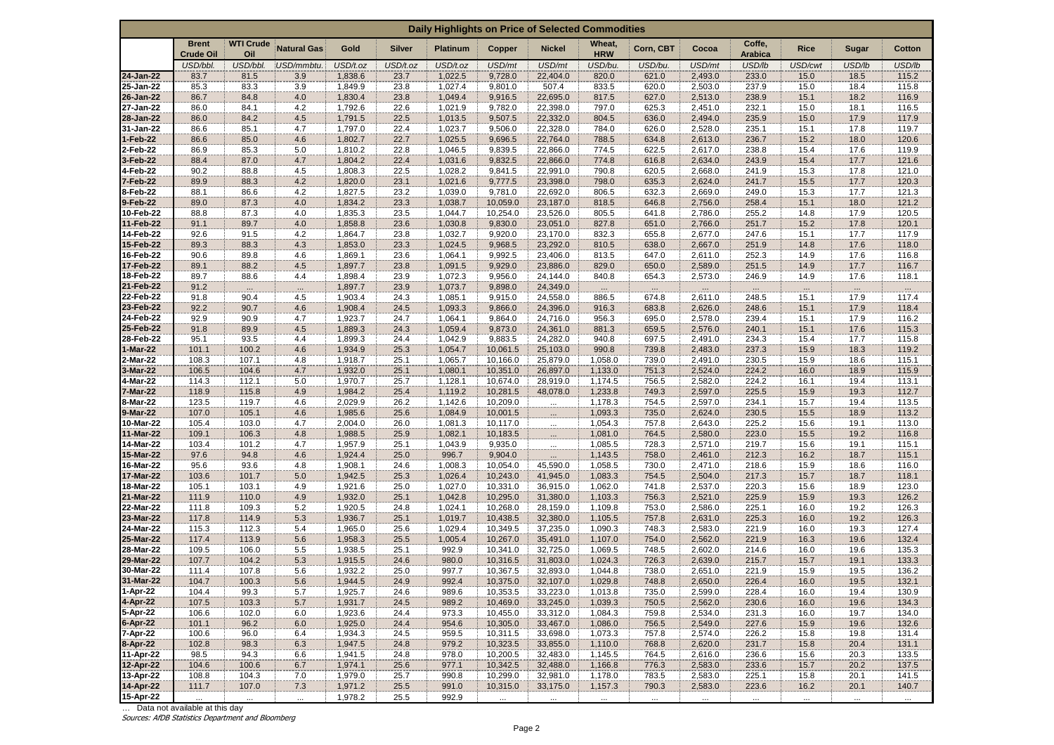## Daily Highlights on Price of Selected Commodities

| | Brent Crude Oil | WTI Crude Oil | Natural Gas | Gold | Silver | Platinum | Copper | Nickel | Wheat, HRW | Corn, CBT | Cocoa | Coffe, Arabica | Rice | Sugar | Cotton |
|---|---|---|---|---|---|---|---|---|---|---|---|---|---|---|---|
| | USD/bbl. | USD/bbl. | USD/mmbtu. | USD/t.oz | USD/t.oz | USD/t.oz | USD/mt | USD/mt | USD/bu. | USD/bu. | USD/mt | USD/lb | USD/cwt | USD/lb | USD/lb |
| 24-Jan-22 | 83.7 | 81.5 | 3.9 | 1,838.6 | 23.7 | 1,022.5 | 9,728.0 | 22,404.0 | 820.0 | 621.0 | 2,493.0 | 233.0 | 15.0 | 18.5 | 115.2 |
| 25-Jan-22 | 85.3 | 83.3 | 3.9 | 1,849.9 | 23.8 | 1,027.4 | 9,801.0 | 507.4 | 833.5 | 620.0 | 2,503.0 | 237.9 | 15.0 | 18.4 | 115.8 |
| 26-Jan-22 | 86.7 | 84.8 | 4.0 | 1,830.4 | 23.8 | 1,049.4 | 9,916.5 | 22,695.0 | 817.5 | 627.0 | 2,513.0 | 238.9 | 15.1 | 18.2 | 116.9 |
| 27-Jan-22 | 86.0 | 84.1 | 4.2 | 1,792.6 | 22.6 | 1,021.9 | 9,782.0 | 22,398.0 | 797.0 | 625.3 | 2,451.0 | 232.1 | 15.0 | 18.1 | 116.5 |
| 28-Jan-22 | 86.0 | 84.2 | 4.5 | 1,791.5 | 22.5 | 1,013.5 | 9,507.5 | 22,332.0 | 804.5 | 636.0 | 2,494.0 | 235.9 | 15.0 | 17.9 | 117.9 |
| 31-Jan-22 | 86.6 | 85.1 | 4.7 | 1,797.0 | 22.4 | 1,023.7 | 9,506.0 | 22,328.0 | 784.0 | 626.0 | 2,528.0 | 235.1 | 15.1 | 17.8 | 119.7 |
| 1-Feb-22 | 86.6 | 85.0 | 4.6 | 1,802.7 | 22.7 | 1,025.5 | 9,696.5 | 22,764.0 | 788.5 | 634.8 | 2,613.0 | 236.7 | 15.2 | 18.0 | 120.6 |
| 2-Feb-22 | 86.9 | 85.3 | 5.0 | 1,810.2 | 22.8 | 1,046.5 | 9,839.5 | 22,866.0 | 774.5 | 622.5 | 2,617.0 | 238.8 | 15.4 | 17.6 | 119.9 |
| 3-Feb-22 | 88.4 | 87.0 | 4.7 | 1,804.2 | 22.4 | 1,031.6 | 9,832.5 | 22,866.0 | 774.8 | 616.8 | 2,634.0 | 243.9 | 15.4 | 17.7 | 121.6 |
| 4-Feb-22 | 90.2 | 88.8 | 4.5 | 1,808.3 | 22.5 | 1,028.2 | 9,841.5 | 22,991.0 | 790.8 | 620.5 | 2,668.0 | 241.9 | 15.3 | 17.8 | 121.0 |
| 7-Feb-22 | 89.9 | 88.3 | 4.2 | 1,820.0 | 23.1 | 1,021.6 | 9,777.5 | 23,398.0 | 798.0 | 635.3 | 2,624.0 | 241.7 | 15.5 | 17.7 | 120.3 |
| 8-Feb-22 | 88.1 | 86.6 | 4.2 | 1,827.5 | 23.2 | 1,039.0 | 9,781.0 | 22,692.0 | 806.5 | 632.3 | 2,669.0 | 249.0 | 15.3 | 17.7 | 121.3 |
| 9-Feb-22 | 89.0 | 87.3 | 4.0 | 1,834.2 | 23.3 | 1,038.7 | 10,059.0 | 23,187.0 | 818.5 | 646.8 | 2,756.0 | 258.4 | 15.1 | 18.0 | 121.2 |
| 10-Feb-22 | 88.8 | 87.3 | 4.0 | 1,835.3 | 23.5 | 1,044.7 | 10,254.0 | 23,526.0 | 805.5 | 641.8 | 2,786.0 | 255.2 | 14.8 | 17.9 | 120.5 |
| 11-Feb-22 | 91.1 | 89.7 | 4.0 | 1,858.8 | 23.6 | 1,030.8 | 9,830.0 | 23,051.0 | 827.8 | 651.0 | 2,766.0 | 251.7 | 15.2 | 17.8 | 120.1 |
| 14-Feb-22 | 92.6 | 91.5 | 4.2 | 1,864.7 | 23.8 | 1,032.7 | 9,920.0 | 23,170.0 | 832.3 | 655.8 | 2,677.0 | 247.6 | 15.1 | 17.7 | 117.9 |
| 15-Feb-22 | 89.3 | 88.3 | 4.3 | 1,853.0 | 23.3 | 1,024.5 | 9,968.5 | 23,292.0 | 810.5 | 638.0 | 2,667.0 | 251.9 | 14.8 | 17.6 | 118.0 |
| 16-Feb-22 | 90.6 | 89.8 | 4.6 | 1,869.1 | 23.6 | 1,064.1 | 9,992.5 | 23,406.0 | 813.5 | 647.0 | 2,611.0 | 252.3 | 14.9 | 17.6 | 116.8 |
| 17-Feb-22 | 89.1 | 88.2 | 4.5 | 1,897.7 | 23.8 | 1,091.5 | 9,929.0 | 23,886.0 | 829.0 | 650.0 | 2,589.0 | 251.5 | 14.9 | 17.7 | 116.7 |
| 18-Feb-22 | 89.7 | 88.6 | 4.4 | 1,898.4 | 23.9 | 1,072.3 | 9,956.0 | 24,144.0 | 840.8 | 654.3 | 2,573.0 | 246.9 | 14.9 | 17.6 | 118.1 |
| 21-Feb-22 | 91.2 | ... | ... | 1,897.7 | 23.9 | 1,073.7 | 9,898.0 | 24,349.0 | ... | ... | ... | ... | ... | ... | ... |
| 22-Feb-22 | 91.8 | 90.4 | 4.5 | 1,903.4 | 24.3 | 1,085.1 | 9,915.0 | 24,558.0 | 886.5 | 674.8 | 2,611.0 | 248.5 | 15.1 | 17.9 | 117.4 |
| 23-Feb-22 | 92.2 | 90.7 | 4.6 | 1,908.4 | 24.5 | 1,093.3 | 9,866.0 | 24,396.0 | 916.3 | 683.8 | 2,626.0 | 248.6 | 15.1 | 17.9 | 118.4 |
| 24-Feb-22 | 92.9 | 90.9 | 4.7 | 1,923.7 | 24.7 | 1,064.1 | 9,864.0 | 24,716.0 | 956.3 | 695.0 | 2,578.0 | 239.4 | 15.1 | 17.9 | 116.2 |
| 25-Feb-22 | 91.8 | 89.9 | 4.5 | 1,889.3 | 24.3 | 1,059.4 | 9,873.0 | 24,361.0 | 881.3 | 659.5 | 2,576.0 | 240.1 | 15.1 | 17.6 | 115.3 |
| 28-Feb-22 | 95.1 | 93.5 | 4.4 | 1,899.3 | 24.4 | 1,042.9 | 9,883.5 | 24,282.0 | 940.8 | 697.5 | 2,491.0 | 234.3 | 15.4 | 17.7 | 115.8 |
| 1-Mar-22 | 101.1 | 100.2 | 4.6 | 1,934.9 | 25.3 | 1,054.7 | 10,061.5 | 25,103.0 | 990.8 | 739.8 | 2,483.0 | 237.3 | 15.9 | 18.3 | 119.2 |
| 2-Mar-22 | 108.3 | 107.1 | 4.8 | 1,918.7 | 25.1 | 1,065.7 | 10,166.0 | 25,879.0 | 1,058.0 | 739.0 | 2,491.0 | 230.5 | 15.9 | 18.6 | 115.1 |
| 3-Mar-22 | 106.5 | 104.6 | 4.7 | 1,932.0 | 25.1 | 1,080.1 | 10,351.0 | 26,897.0 | 1,133.0 | 751.3 | 2,524.0 | 224.2 | 16.0 | 18.9 | 115.9 |
| 4-Mar-22 | 114.3 | 112.1 | 5.0 | 1,970.7 | 25.7 | 1,128.1 | 10,674.0 | 28,919.0 | 1,174.5 | 756.5 | 2,582.0 | 224.2 | 16.1 | 19.4 | 113.1 |
| 7-Mar-22 | 118.9 | 115.8 | 4.9 | 1,984.2 | 25.4 | 1,119.2 | 10,281.5 | 48,078.0 | 1,233.8 | 749.3 | 2,597.0 | 225.5 | 15.9 | 19.3 | 112.7 |
| 8-Mar-22 | 123.5 | 119.7 | 4.6 | 2,029.9 | 26.2 | 1,142.6 | 10,209.0 | ... | 1,178.3 | 754.5 | 2,597.0 | 234.1 | 15.7 | 19.4 | 113.5 |
| 9-Mar-22 | 107.0 | 105.1 | 4.6 | 1,985.6 | 25.6 | 1,084.9 | 10,001.5 | ... | 1,093.3 | 735.0 | 2,624.0 | 230.5 | 15.5 | 18.9 | 113.2 |
| 10-Mar-22 | 105.4 | 103.0 | 4.7 | 2,004.0 | 26.0 | 1,081.3 | 10,117.0 | ... | 1,054.3 | 757.8 | 2,643.0 | 225.2 | 15.6 | 19.1 | 113.0 |
| 11-Mar-22 | 109.1 | 106.3 | 4.8 | 1,988.5 | 25.9 | 1,082.1 | 10,183.5 | ... | 1,081.0 | 764.5 | 2,580.0 | 223.0 | 15.5 | 19.2 | 116.8 |
| 14-Mar-22 | 103.4 | 101.2 | 4.7 | 1,957.9 | 25.1 | 1,043.9 | 9,935.0 | ... | 1,085.5 | 728.3 | 2,571.0 | 219.7 | 15.6 | 19.1 | 115.1 |
| 15-Mar-22 | 97.6 | 94.8 | 4.6 | 1,924.4 | 25.0 | 996.7 | 9,904.0 | ... | 1,143.5 | 758.0 | 2,461.0 | 212.3 | 16.2 | 18.7 | 115.1 |
| 16-Mar-22 | 95.6 | 93.6 | 4.8 | 1,908.1 | 24.6 | 1,008.3 | 10,054.0 | 45,590.0 | 1,058.5 | 730.0 | 2,471.0 | 218.6 | 15.9 | 18.6 | 116.0 |
| 17-Mar-22 | 103.6 | 101.7 | 5.0 | 1,942.5 | 25.3 | 1,026.4 | 10,243.0 | 41,945.0 | 1,083.3 | 754.5 | 2,504.0 | 217.3 | 15.7 | 18.7 | 118.1 |
| 18-Mar-22 | 105.1 | 103.1 | 4.9 | 1,921.6 | 25.0 | 1,027.0 | 10,331.0 | 36,915.0 | 1,062.0 | 741.8 | 2,537.0 | 220.3 | 15.6 | 18.9 | 123.0 |
| 21-Mar-22 | 111.9 | 110.0 | 4.9 | 1,932.0 | 25.1 | 1,042.8 | 10,295.0 | 31,380.0 | 1,103.3 | 756.3 | 2,521.0 | 225.9 | 15.9 | 19.3 | 126.2 |
| 22-Mar-22 | 111.8 | 109.3 | 5.2 | 1,920.5 | 24.8 | 1,024.1 | 10,268.0 | 28,159.0 | 1,109.8 | 753.0 | 2,586.0 | 225.1 | 16.0 | 19.2 | 126.3 |
| 23-Mar-22 | 117.8 | 114.9 | 5.3 | 1,936.7 | 25.1 | 1,019.7 | 10,438.5 | 32,380.0 | 1,105.5 | 757.8 | 2,631.0 | 225.3 | 16.0 | 19.2 | 126.3 |
| 24-Mar-22 | 115.3 | 112.3 | 5.4 | 1,965.0 | 25.6 | 1,029.4 | 10,349.5 | 37,235.0 | 1,090.3 | 748.3 | 2,583.0 | 221.9 | 16.0 | 19.3 | 127.4 |
| 25-Mar-22 | 117.4 | 113.9 | 5.6 | 1,958.3 | 25.5 | 1,005.4 | 10,267.0 | 35,491.0 | 1,107.0 | 754.0 | 2,562.0 | 221.9 | 16.3 | 19.6 | 132.4 |
| 28-Mar-22 | 109.5 | 106.0 | 5.5 | 1,938.5 | 25.1 | 992.9 | 10,341.0 | 32,725.0 | 1,069.5 | 748.5 | 2,602.0 | 214.6 | 16.0 | 19.6 | 135.3 |
| 29-Mar-22 | 107.7 | 104.2 | 5.3 | 1,915.5 | 24.6 | 980.0 | 10,316.5 | 31,803.0 | 1,024.3 | 726.3 | 2,639.0 | 215.7 | 15.7 | 19.1 | 133.3 |
| 30-Mar-22 | 111.4 | 107.8 | 5.6 | 1,932.2 | 25.0 | 997.7 | 10,367.5 | 32,893.0 | 1,044.8 | 738.0 | 2,651.0 | 221.9 | 15.9 | 19.5 | 136.2 |
| 31-Mar-22 | 104.7 | 100.3 | 5.6 | 1,944.5 | 24.9 | 992.4 | 10,375.0 | 32,107.0 | 1,029.8 | 748.8 | 2,650.0 | 226.4 | 16.0 | 19.5 | 132.1 |
| 1-Apr-22 | 104.4 | 99.3 | 5.7 | 1,925.7 | 24.6 | 989.6 | 10,353.5 | 33,223.0 | 1,013.8 | 735.0 | 2,599.0 | 228.4 | 16.0 | 19.4 | 130.9 |
| 4-Apr-22 | 107.5 | 103.3 | 5.7 | 1,931.7 | 24.5 | 989.2 | 10,469.0 | 33,245.0 | 1,039.3 | 750.5 | 2,562.0 | 230.6 | 16.0 | 19.6 | 134.3 |
| 5-Apr-22 | 106.6 | 102.0 | 6.0 | 1,923.6 | 24.4 | 973.3 | 10,455.0 | 33,312.0 | 1,084.3 | 759.8 | 2,534.0 | 231.3 | 16.0 | 19.7 | 134.0 |
| 6-Apr-22 | 101.1 | 96.2 | 6.0 | 1,925.0 | 24.4 | 954.6 | 10,305.0 | 33,467.0 | 1,086.0 | 756.5 | 2,549.0 | 227.6 | 15.9 | 19.6 | 132.6 |
| 7-Apr-22 | 100.6 | 96.0 | 6.4 | 1,934.3 | 24.5 | 959.5 | 10,311.5 | 33,698.0 | 1,073.3 | 757.8 | 2,574.0 | 226.2 | 15.8 | 19.8 | 131.4 |
| 8-Apr-22 | 102.8 | 98.3 | 6.3 | 1,947.5 | 24.8 | 979.2 | 10,323.5 | 33,855.0 | 1,110.0 | 768.8 | 2,620.0 | 231.7 | 15.8 | 20.4 | 131.1 |
| 11-Apr-22 | 98.5 | 94.3 | 6.6 | 1,941.5 | 24.8 | 978.0 | 10,200.5 | 32,483.0 | 1,145.5 | 764.5 | 2,616.0 | 236.6 | 15.6 | 20.3 | 133.5 |
| 12-Apr-22 | 104.6 | 100.6 | 6.7 | 1,974.1 | 25.6 | 977.1 | 10,342.5 | 32,488.0 | 1,166.8 | 776.3 | 2,583.0 | 233.6 | 15.7 | 20.2 | 137.5 |
| 13-Apr-22 | 108.8 | 104.3 | 7.0 | 1,979.0 | 25.7 | 990.8 | 10,299.0 | 32,981.0 | 1,178.0 | 783.5 | 2,583.0 | 225.1 | 15.8 | 20.1 | 141.5 |
| 14-Apr-22 | 111.7 | 107.0 | 7.3 | 1,971.2 | 25.5 | 991.0 | 10,315.0 | 33,175.0 | 1,157.3 | 790.3 | 2,583.0 | 223.6 | 16.2 | 20.1 | 140.7 |
| 15-Apr-22 | ... | ... | ... | 1,978.2 | 25.5 | 992.9 | ... | ... | ... | ... | ... | ... | ... | ... | ... |

... Data not available at this day

*Sources: AfDB Statistics Department and Bloomberg*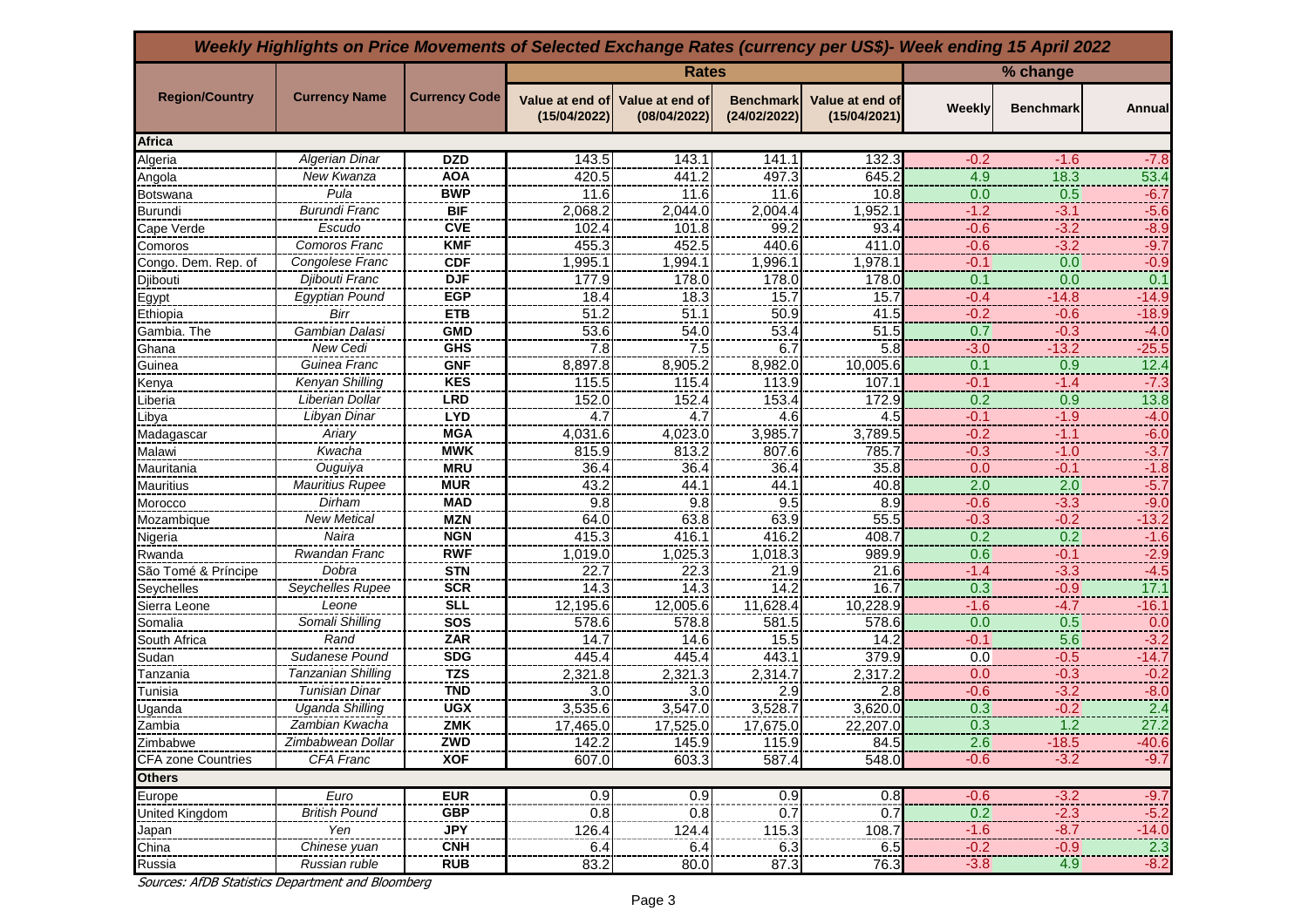## *Weekly Highlights on Price Movements of Selected Exchange Rates (currency per US$)- Week ending 15 April 2022*

| Region/Country | Currency Name | Currency Code | Rates | | | | % change | | |
|---|---|---|---|---|---|---|---|---|---|
| | | | Value at end of (15/04/2022) | Value at end of (08/04/2022) | Benchmark (24/02/2022) | Value at end of (15/04/2021) | Weekly | Benchmark | Annual |
| **Africa** | | | | | | | | | |
| Algeria | *Algerian Dinar* | **DZD** | 143.5 | 143.1 | 141.1 | 132.3 | -0.2 | -1.6 | -7.8 |
| Angola | *New Kwanza* | **AOA** | 420.5 | 441.2 | 497.3 | 645.2 | 4.9 | 18.3 | 53.4 |
| Botswana | *Pula* | **BWP** | 11.6 | 11.6 | 11.6 | 10.8 | 0.0 | 0.5 | -6.7 |
| Burundi | *Burundi Franc* | **BIF** | 2,068.2 | 2,044.0 | 2,004.4 | 1,952.1 | -1.2 | -3.1 | -5.6 |
| Cape Verde | *Escudo* | **CVE** | 102.4 | 101.8 | 99.2 | 93.4 | -0.6 | -3.2 | -8.9 |
| Comoros | *Comoros Franc* | **KMF** | 455.3 | 452.5 | 440.6 | 411.0 | -0.6 | -3.2 | -9.7 |
| Congo. Dem. Rep. of | *Congolese Franc* | **CDF** | 1,995.1 | 1,994.1 | 1,996.1 | 1,978.1 | -0.1 | 0.0 | -0.9 |
| Djibouti | *Djibouti Franc* | **DJF** | 177.9 | 178.0 | 178.0 | 178.0 | 0.1 | 0.0 | 0.1 |
| Egypt | *Egyptian Pound* | **EGP** | 18.4 | 18.3 | 15.7 | 15.7 | -0.4 | -14.8 | -14.9 |
| Ethiopia | *Birr* | **ETB** | 51.2 | 51.1 | 50.9 | 41.5 | -0.2 | -0.6 | -18.9 |
| Gambia. The | *Gambian Dalasi* | **GMD** | 53.6 | 54.0 | 53.4 | 51.5 | 0.7 | -0.3 | -4.0 |
| Ghana | *New Cedi* | **GHS** | 7.8 | 7.5 | 6.7 | 5.8 | -3.0 | -13.2 | -25.5 |
| Guinea | *Guinea Franc* | **GNF** | 8,897.8 | 8,905.2 | 8,982.0 | 10,005.6 | 0.1 | 0.9 | 12.4 |
| Kenya | *Kenyan Shilling* | **KES** | 115.5 | 115.4 | 113.9 | 107.1 | -0.1 | -1.4 | -7.3 |
| Liberia | *Liberian Dollar* | **LRD** | 152.0 | 152.4 | 153.4 | 172.9 | 0.2 | 0.9 | 13.8 |
| Libya | *Libyan Dinar* | **LYD** | 4.7 | 4.7 | 4.6 | 4.5 | -0.1 | -1.9 | -4.0 |
| Madagascar | *Ariary* | **MGA** | 4,031.6 | 4,023.0 | 3,985.7 | 3,789.5 | -0.2 | -1.1 | -6.0 |
| Malawi | *Kwacha* | **MWK** | 815.9 | 813.2 | 807.6 | 785.7 | -0.3 | -1.0 | -3.7 |
| Mauritania | *Ouguiya* | **MRU** | 36.4 | 36.4 | 36.4 | 35.8 | 0.0 | -0.1 | -1.8 |
| Mauritius | *Mauritius Rupee* | **MUR** | 43.2 | 44.1 | 44.1 | 40.8 | 2.0 | 2.0 | -5.7 |
| Morocco | *Dirham* | **MAD** | 9.8 | 9.8 | 9.5 | 8.9 | -0.6 | -3.3 | -9.0 |
| Mozambique | *New Metical* | **MZN** | 64.0 | 63.8 | 63.9 | 55.5 | -0.3 | -0.2 | -13.2 |
| Nigeria | *Naira* | **NGN** | 415.3 | 416.1 | 416.2 | 408.7 | 0.2 | 0.2 | -1.6 |
| Rwanda | *Rwandan Franc* | **RWF** | 1,019.0 | 1,025.3 | 1,018.3 | 989.9 | 0.6 | -0.1 | -2.9 |
| São Tomé & Príncipe | *Dobra* | **STN** | 22.7 | 22.3 | 21.9 | 21.6 | -1.4 | -3.3 | -4.5 |
| Seychelles | *Seychelles Rupee* | **SCR** | 14.3 | 14.3 | 14.2 | 16.7 | 0.3 | -0.9 | 17.1 |
| Sierra Leone | *Leone* | **SLL** | 12,195.6 | 12,005.6 | 11,628.4 | 10,228.9 | -1.6 | -4.7 | -16.1 |
| Somalia | *Somali Shilling* | **SOS** | 578.6 | 578.8 | 581.5 | 578.6 | 0.0 | 0.5 | 0.0 |
| South Africa | *Rand* | **ZAR** | 14.7 | 14.6 | 15.5 | 14.2 | -0.1 | 5.6 | -3.2 |
| Sudan | *Sudanese Pound* | **SDG** | 445.4 | 445.4 | 443.1 | 379.9 | 0.0 | -0.5 | -14.7 |
| Tanzania | *Tanzanian Shilling* | **TZS** | 2,321.8 | 2,321.3 | 2,314.7 | 2,317.2 | 0.0 | -0.3 | -0.2 |
| Tunisia | *Tunisian Dinar* | **TND** | 3.0 | 3.0 | 2.9 | 2.8 | -0.6 | -3.2 | -8.0 |
| Uganda | *Uganda Shilling* | **UGX** | 3,535.6 | 3,547.0 | 3,528.7 | 3,620.0 | 0.3 | -0.2 | 2.4 |
| Zambia | *Zambian Kwacha* | **ZMK** | 17,465.0 | 17,525.0 | 17,675.0 | 22,207.0 | 0.3 | 1.2 | 27.2 |
| Zimbabwe | *Zimbabwean Dollar* | **ZWD** | 142.2 | 145.9 | 115.9 | 84.5 | 2.6 | -18.5 | -40.6 |
| CFA zone Countries | *CFA Franc* | **XOF** | 607.0 | 603.3 | 587.4 | 548.0 | -0.6 | -3.2 | -9.7 |
| **Others** | | | | | | | | | |
| Europe | *Euro* | **EUR** | 0.9 | 0.9 | 0.9 | 0.8 | -0.6 | -3.2 | -9.7 |
| United Kingdom | *British Pound* | **GBP** | 0.8 | 0.8 | 0.7 | 0.7 | 0.2 | -2.3 | -5.2 |
| Japan | *Yen* | **JPY** | 126.4 | 124.4 | 115.3 | 108.7 | -1.6 | -8.7 | -14.0 |
| China | *Chinese yuan* | **CNH** | 6.4 | 6.4 | 6.3 | 6.5 | -0.2 | -0.9 | 2.3 |
| Russia | *Russian ruble* | **RUB** | 83.2 | 80.0 | 87.3 | 76.3 | -3.8 | 4.9 | -8.2 |

*Sources: AfDB Statistics Department and Bloomberg*